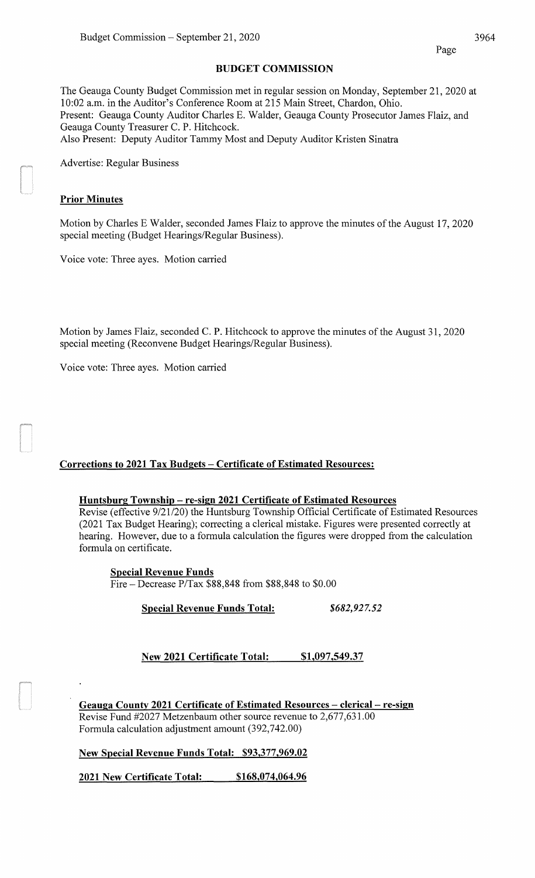## BUDGET COMMISSION

The Geauga County Budget Commission met in regular session on Monday, September 21, 2020 at 10:02 a.m. in the Auditor's Conference Room at 215 Main Street, Chardon, Ohio.
Present: Geauga County Auditor Charles E. Walder, Geauga County Prosecutor James Flaiz, and Geauga County Treasurer C. P. Hitchcock.
Also Present: Deputy Auditor Tammy Most and Deputy Auditor Kristen Sinatra

Advertise: Regular Business

**Prior Minutes**

Motion by Charles E Walder, seconded James Flaiz to approve the minutes of the August 17, 2020 special meeting (Budget Hearings/Regular Business).

Voice vote: Three ayes. Motion carried

Motion by James Flaiz, seconded C. P. Hitchcock to approve the minutes of the August 31, 2020 special meeting (Reconvene Budget Hearings/Regular Business).

Voice vote: Three ayes. Motion carried

**Corrections to 2021 Tax Budgets – Certificate of Estimated Resources:**

**Huntsburg Township – re-sign 2021 Certificate of Estimated Resources**
Revise (effective 9/21/20) the Huntsburg Township Official Certificate of Estimated Resources (2021 Tax Budget Hearing); correcting a clerical mistake. Figures were presented correctly at hearing. However, due to a formula calculation the figures were dropped from the calculation formula on certificate.

**Special Revenue Funds**
Fire – Decrease P/Tax $88,848 from $88,848 to $0.00

**Special Revenue Funds Total:** *$682,927.52*

**New 2021 Certificate Total: $1,097,549.37**

**Geauga County 2021 Certificate of Estimated Resources – clerical – re-sign**
Revise Fund #2027 Metzenbaum other source revenue to 2,677,631.00
Formula calculation adjustment amount (392,742.00)

**New Special Revenue Funds Total: $93,377,969.02**

**2021 New Certificate Total: $168,074,064.96**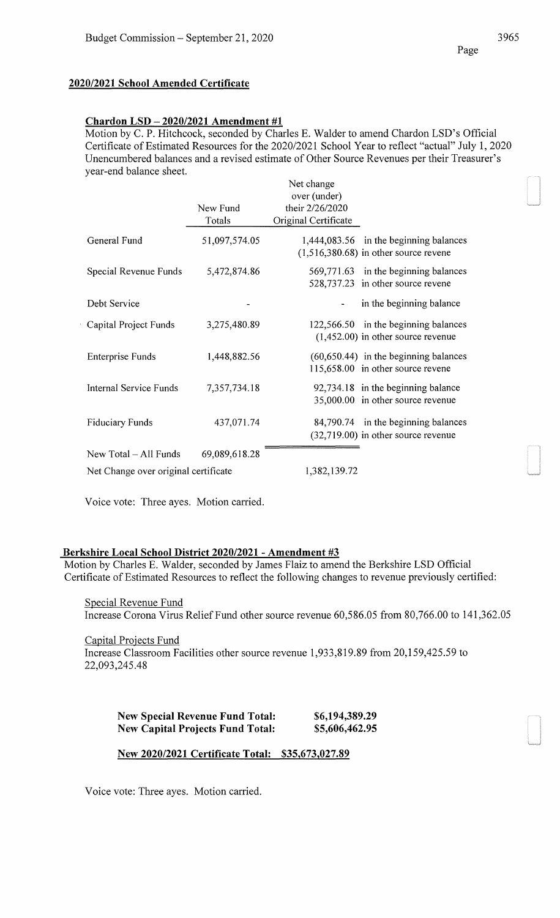## 2020/2021 School Amended Certificate

### Chardon LSD – 2020/2021 Amendment #1

Motion by C. P. Hitchcock, seconded by Charles E. Walder to amend Chardon LSD's Official Certificate of Estimated Resources for the 2020/2021 School Year to reflect "actual" July 1, 2020 Unencumbered balances and a revised estimate of Other Source Revenues per their Treasurer's year-end balance sheet.

| | New Fund Totals | Net change over (under) their 2/26/2020 Original Certificate | |
|---|---|---|---|
| General Fund | 51,097,574.05 | 1,444,083.56 | in the beginning balances |
| | | (1,516,380.68) | in other source revene |
| Special Revenue Funds | 5,472,874.86 | 569,771.63 | in the beginning balances |
| | | 528,737.23 | in other source revene |
| Debt Service | - | - | in the beginning balance |
| Capital Project Funds | 3,275,480.89 | 122,566.50 | in the beginning balances |
| | | (1,452.00) | in other source revenue |
| Enterprise Funds | 1,448,882.56 | (60,650.44) | in the beginning balances |
| | | 115,658.00 | in other source revene |
| Internal Service Funds | 7,357,734.18 | 92,734.18 | in the beginning balance |
| | | 35,000.00 | in other source revenue |
| Fiduciary Funds | 437,071.74 | 84,790.74 | in the beginning balances |
| | | (32,719.00) | in other source revenue |
| New Total – All Funds | 69,089,618.28 | | |
| Net Change over original certificate | | 1,382,139.72 | |

Voice vote: Three ayes. Motion carried.

### Berkshire Local School District 2020/2021 - Amendment #3

Motion by Charles E. Walder, seconded by James Flaiz to amend the Berkshire LSD Official Certificate of Estimated Resources to reflect the following changes to revenue previously certified:

Special Revenue Fund
Increase Corona Virus Relief Fund other source revenue 60,586.05 from 80,766.00 to 141,362.05

Capital Projects Fund
Increase Classroom Facilities other source revenue 1,933,819.89 from 20,159,425.59 to 22,093,245.48

| | |
|---|---|
| **New Special Revenue Fund Total:** | **$6,194,389.29** |
| **New Capital Projects Fund Total:** | **$5,606,462.95** |

**New 2020/2021 Certificate Total: $35,673,027.89**

Voice vote: Three ayes. Motion carried.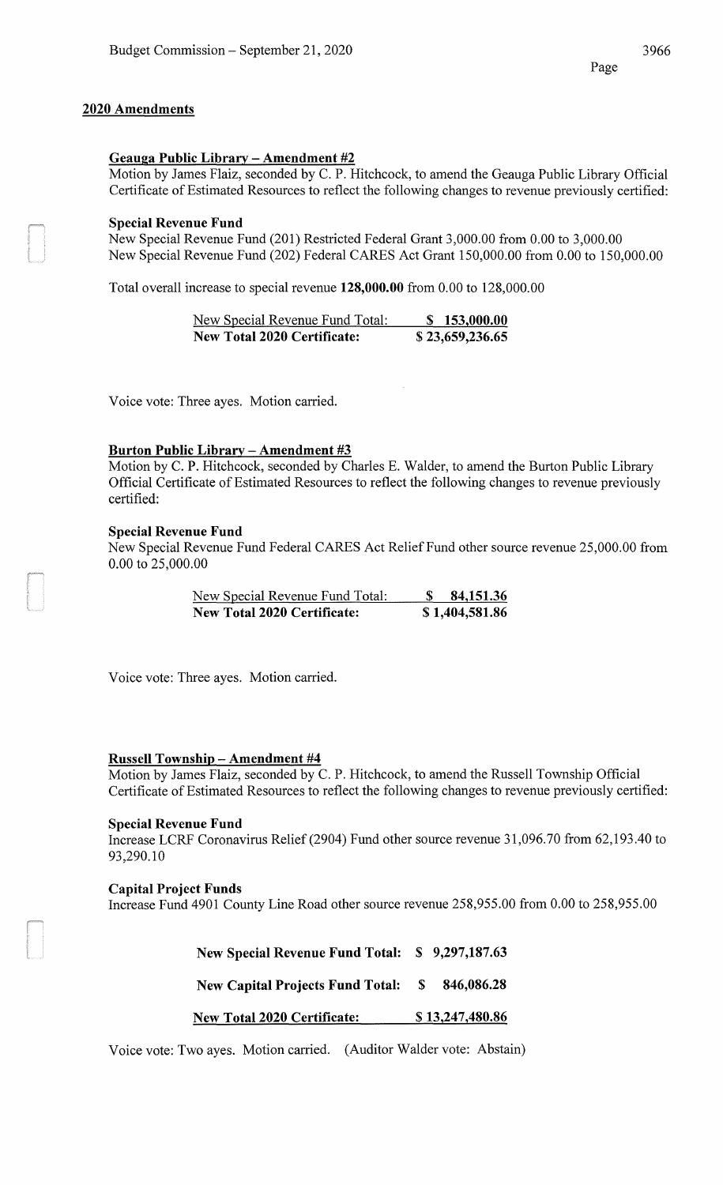## 2020 Amendments

### Geauga Public Library – Amendment #2

Motion by James Flaiz, seconded by C. P. Hitchcock, to amend the Geauga Public Library Official Certificate of Estimated Resources to reflect the following changes to revenue previously certified:

**Special Revenue Fund**

New Special Revenue Fund (201) Restricted Federal Grant 3,000.00 from 0.00 to 3,000.00
New Special Revenue Fund (202) Federal CARES Act Grant 150,000.00 from 0.00 to 150,000.00

Total overall increase to special revenue **128,000.00** from 0.00 to 128,000.00

| | |
|---|---|
| New Special Revenue Fund Total: | **$ 153,000.00** |
| **New Total 2020 Certificate:** | **$ 23,659,236.65** |

Voice vote: Three ayes. Motion carried.

### Burton Public Library – Amendment #3

Motion by C. P. Hitchcock, seconded by Charles E. Walder, to amend the Burton Public Library Official Certificate of Estimated Resources to reflect the following changes to revenue previously certified:

**Special Revenue Fund**

New Special Revenue Fund Federal CARES Act Relief Fund other source revenue 25,000.00 from 0.00 to 25,000.00

| | |
|---|---|
| New Special Revenue Fund Total: | **$ 84,151.36** |
| **New Total 2020 Certificate:** | **$ 1,404,581.86** |

Voice vote: Three ayes. Motion carried.

### Russell Township – Amendment #4

Motion by James Flaiz, seconded by C. P. Hitchcock, to amend the Russell Township Official Certificate of Estimated Resources to reflect the following changes to revenue previously certified:

**Special Revenue Fund**

Increase LCRF Coronavirus Relief (2904) Fund other source revenue 31,096.70 from 62,193.40 to 93,290.10

**Capital Project Funds**

Increase Fund 4901 County Line Road other source revenue 258,955.00 from 0.00 to 258,955.00

| | |
|---|---|
| **New Special Revenue Fund Total:** | **$ 9,297,187.63** |
| **New Capital Projects Fund Total:** | **$ 846,086.28** |
| **New Total 2020 Certificate:** | **$ 13,247,480.86** |

Voice vote: Two ayes. Motion carried. (Auditor Walder vote: Abstain)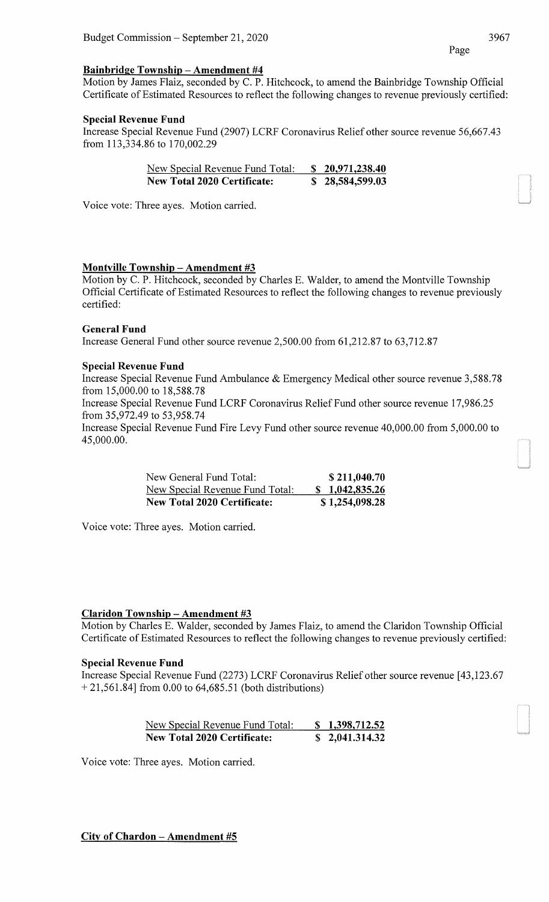**Bainbridge Township – Amendment #4**

Motion by James Flaiz, seconded by C. P. Hitchcock, to amend the Bainbridge Township Official Certificate of Estimated Resources to reflect the following changes to revenue previously certified:

**Special Revenue Fund**

Increase Special Revenue Fund (2907) LCRF Coronavirus Relief other source revenue 56,667.43 from 113,334.86 to 170,002.29

| | |
|---|---|
| New Special Revenue Fund Total: | $ 20,971,238.40 |
| **New Total 2020 Certificate:** | **$ 28,584,599.03** |

Voice vote: Three ayes. Motion carried.

**Montville Township – Amendment #3**

Motion by C. P. Hitchcock, seconded by Charles E. Walder, to amend the Montville Township Official Certificate of Estimated Resources to reflect the following changes to revenue previously certified:

**General Fund**

Increase General Fund other source revenue 2,500.00 from 61,212.87 to 63,712.87

**Special Revenue Fund**

Increase Special Revenue Fund Ambulance & Emergency Medical other source revenue 3,588.78 from 15,000.00 to 18,588.78

Increase Special Revenue Fund LCRF Coronavirus Relief Fund other source revenue 17,986.25 from 35,972.49 to 53,958.74

Increase Special Revenue Fund Fire Levy Fund other source revenue 40,000.00 from 5,000.00 to 45,000.00.

| | |
|---|---|
| New General Fund Total: | **$ 211,040.70** |
| New Special Revenue Fund Total: | **$ 1,042,835.26** |
| **New Total 2020 Certificate:** | **$ 1,254,098.28** |

Voice vote: Three ayes. Motion carried.

**Claridon Township – Amendment #3**

Motion by Charles E. Walder, seconded by James Flaiz, to amend the Claridon Township Official Certificate of Estimated Resources to reflect the following changes to revenue previously certified:

**Special Revenue Fund**

Increase Special Revenue Fund (2273) LCRF Coronavirus Relief other source revenue [43,123.67 + 21,561.84] from 0.00 to 64,685.51 (both distributions)

| | |
|---|---|
| New Special Revenue Fund Total: | **$ 1,398,712.52** |
| **New Total 2020 Certificate:** | **$ 2,041,314.32** |

Voice vote: Three ayes. Motion carried.

**City of Chardon – Amendment #5**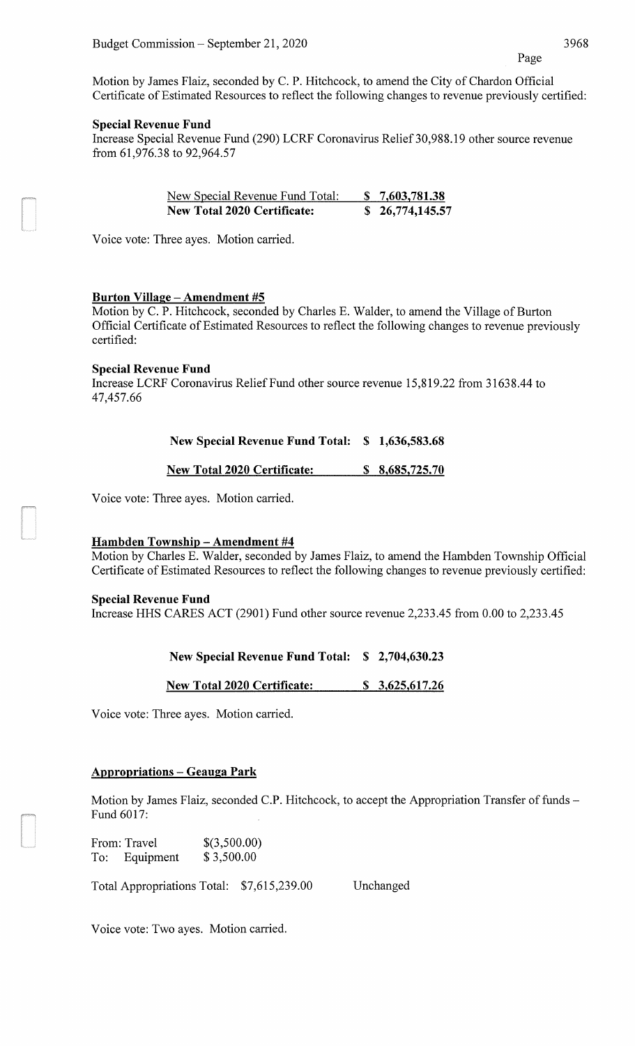Motion by James Flaiz, seconded by C. P. Hitchcock, to amend the City of Chardon Official Certificate of Estimated Resources to reflect the following changes to revenue previously certified:

**Special Revenue Fund**

Increase Special Revenue Fund (290) LCRF Coronavirus Relief 30,988.19 other source revenue from 61,976.38 to 92,964.57

| | |
|---|---|
| New Special Revenue Fund Total: | $ 7,603,781.38 |
| **New Total 2020 Certificate:** | **$ 26,774,145.57** |

Voice vote: Three ayes. Motion carried.

**Burton Village – Amendment #5**

Motion by C. P. Hitchcock, seconded by Charles E. Walder, to amend the Village of Burton Official Certificate of Estimated Resources to reflect the following changes to revenue previously certified:

**Special Revenue Fund**

Increase LCRF Coronavirus Relief Fund other source revenue 15,819.22 from 31638.44 to 47,457.66

**New Special Revenue Fund Total: $ 1,636,583.68**

**New Total 2020 Certificate: $ 8,685,725.70**

Voice vote: Three ayes. Motion carried.

**Hambden Township – Amendment #4**

Motion by Charles E. Walder, seconded by James Flaiz, to amend the Hambden Township Official Certificate of Estimated Resources to reflect the following changes to revenue previously certified:

**Special Revenue Fund**

Increase HHS CARES ACT (2901) Fund other source revenue 2,233.45 from 0.00 to 2,233.45

**New Special Revenue Fund Total: $ 2,704,630.23**

**New Total 2020 Certificate: $ 3,625,617.26**

Voice vote: Three ayes. Motion carried.

**Appropriations – Geauga Park**

Motion by James Flaiz, seconded C.P. Hitchcock, to accept the Appropriation Transfer of funds – Fund 6017:

| | |
|---|---|
| From: Travel | $(3,500.00) |
| To: Equipment | $ 3,500.00 |

Total Appropriations Total: $7,615,239.00 Unchanged

Voice vote: Two ayes. Motion carried.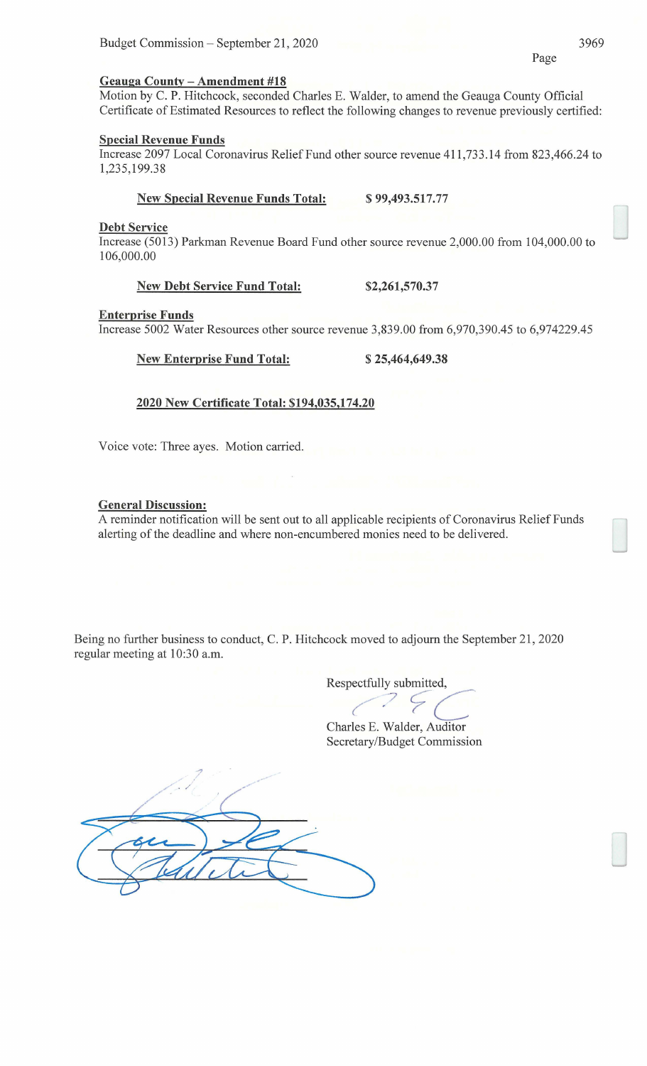**Geauga County – Amendment #18**

Motion by C. P. Hitchcock, seconded Charles E. Walder, to amend the Geauga County Official Certificate of Estimated Resources to reflect the following changes to revenue previously certified:

**Special Revenue Funds**

Increase 2097 Local Coronavirus Relief Fund other source revenue 411,733.14 from 823,466.24 to 1,235,199.38

**New Special Revenue Funds Total:** **$ 99,493,517.77**

**Debt Service**

Increase (5013) Parkman Revenue Board Fund other source revenue 2,000.00 from 104,000.00 to 106,000.00

**New Debt Service Fund Total:** **$2,261,570.37**

**Enterprise Funds**

Increase 5002 Water Resources other source revenue 3,839.00 from 6,970,390.45 to 6,974229.45

**New Enterprise Fund Total:** **$ 25,464,649.38**

**2020 New Certificate Total: $194,035,174.20**

Voice vote: Three ayes. Motion carried.

**General Discussion:**

A reminder notification will be sent out to all applicable recipients of Coronavirus Relief Funds alerting of the deadline and where non-encumbered monies need to be delivered.

Being no further business to conduct, C. P. Hitchcock moved to adjourn the September 21, 2020 regular meeting at 10:30 a.m.

Respectfully submitted,

Charles E. Walder, Auditor
Secretary/Budget Commission